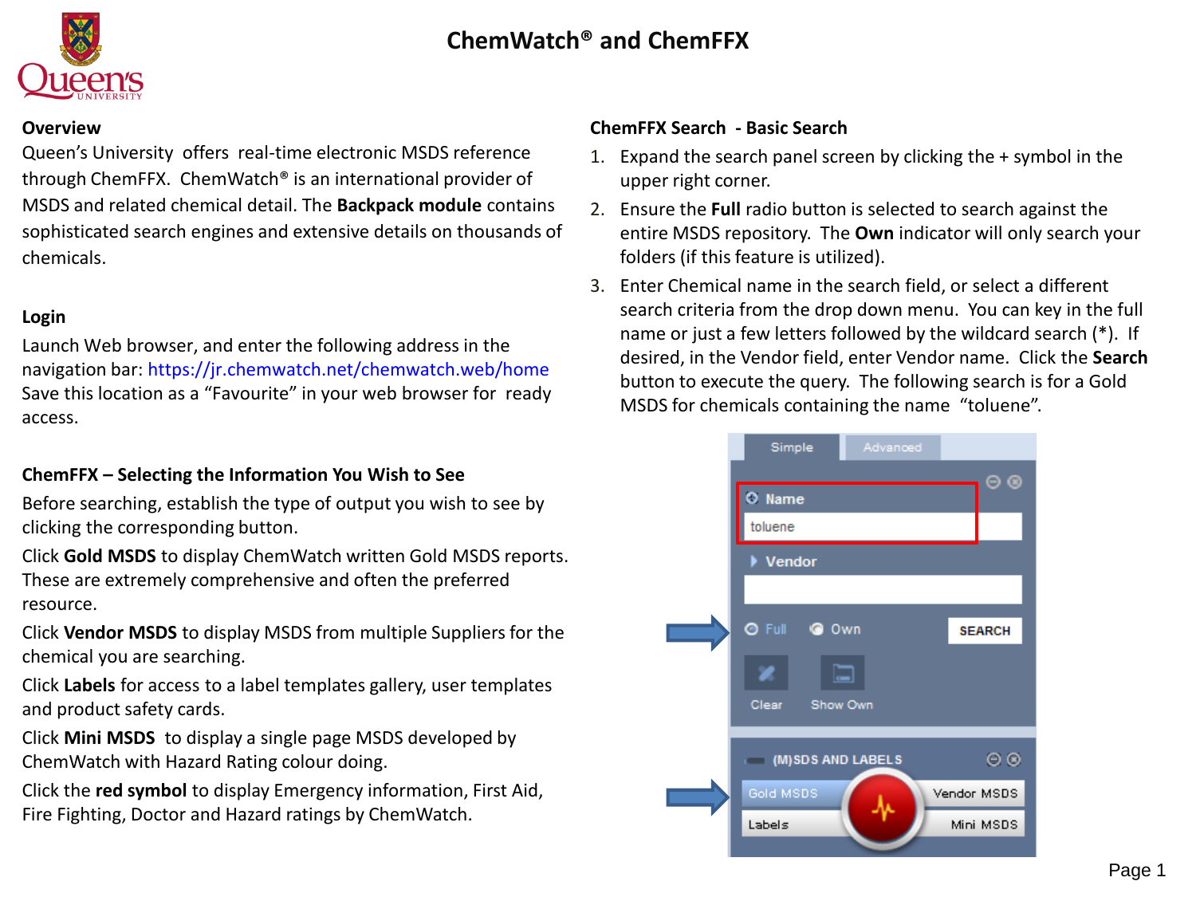# ChemWatch® and ChemFFX

## Overview

Queen's University offers real-time electronic MSDS reference through ChemFFX. ChemWatch® is an international provider of MSDS and related chemical detail. The **Backpack module** contains sophisticated search engines and extensive details on thousands of chemicals.

## Login

Launch Web browser, and enter the following address in the navigation bar: https://jr.chemwatch.net/chemwatch.web/home
Save this location as a "Favourite" in your web browser for ready access.

## ChemFFX – Selecting the Information You Wish to See

Before searching, establish the type of output you wish to see by clicking the corresponding button.

Click **Gold MSDS** to display ChemWatch written Gold MSDS reports. These are extremely comprehensive and often the preferred resource.

Click **Vendor MSDS** to display MSDS from multiple Suppliers for the chemical you are searching.

Click **Labels** for access to a label templates gallery, user templates and product safety cards.

Click **Mini MSDS** to display a single page MSDS developed by ChemWatch with Hazard Rating colour doing.

Click the **red symbol** to display Emergency information, First Aid, Fire Fighting, Doctor and Hazard ratings by ChemWatch.

## ChemFFX Search - Basic Search

1. Expand the search panel screen by clicking the + symbol in the upper right corner.
2. Ensure the **Full** radio button is selected to search against the entire MSDS repository. The **Own** indicator will only search your folders (if this feature is utilized).
3. Enter Chemical name in the search field, or select a different search criteria from the drop down menu. You can key in the full name or just a few letters followed by the wildcard search (*). If desired, in the Vendor field, enter Vendor name. Click the **Search** button to execute the query. The following search is for a Gold MSDS for chemicals containing the name "toluene".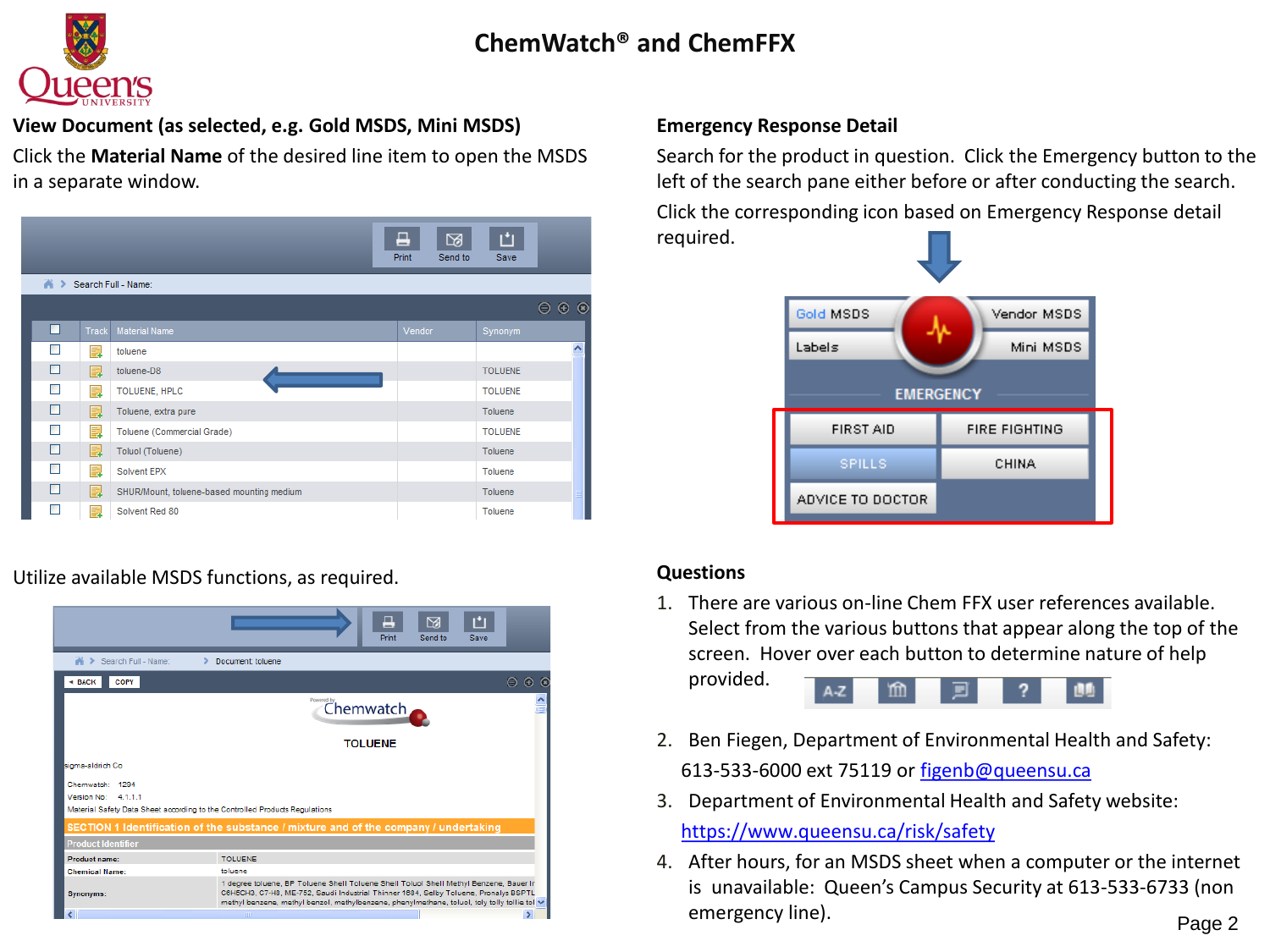# ChemWatch® and ChemFFX

## View Document (as selected, e.g. Gold MSDS, Mini MSDS)

Click the **Material Name** of the desired line item to open the MSDS in a separate window.

Utilize available MSDS functions, as required.

## Emergency Response Detail

Search for the product in question. Click the Emergency button to the left of the search pane either before or after conducting the search.

Click the corresponding icon based on Emergency Response detail required.

## Questions

1. There are various on-line Chem FFX user references available. Select from the various buttons that appear along the top of the screen. Hover over each button to determine nature of help provided.
2. Ben Fiegen, Department of Environmental Health and Safety: 613-533-6000 ext 75119 or figenb@queensu.ca
3. Department of Environmental Health and Safety website: https://www.queensu.ca/risk/safety
4. After hours, for an MSDS sheet when a computer or the internet is unavailable: Queen's Campus Security at 613-533-6733 (non emergency line).